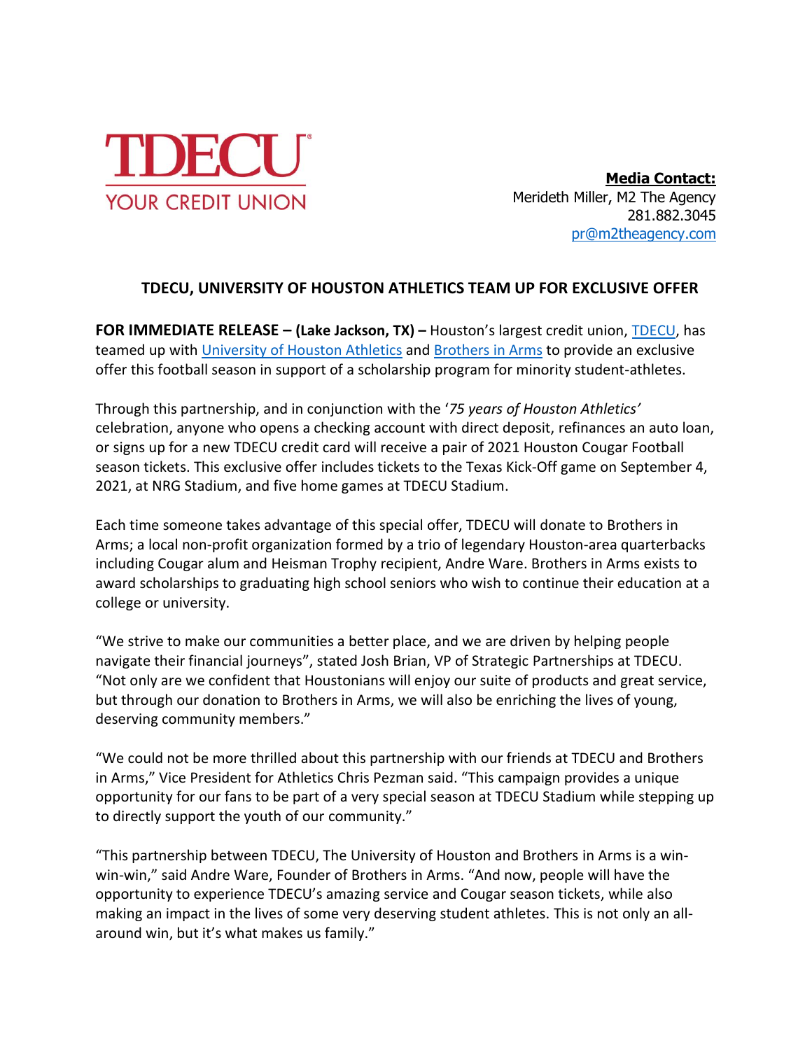TDECU
YOUR CREDIT UNION

**Media Contact:**
Merideth Miller, M2 The Agency
281.882.3045
pr@m2theagency.com

# TDECU, UNIVERSITY OF HOUSTON ATHLETICS TEAM UP FOR EXCLUSIVE OFFER

**FOR IMMEDIATE RELEASE – (Lake Jackson, TX) –** Houston's largest credit union, TDECU, has teamed up with University of Houston Athletics and Brothers in Arms to provide an exclusive offer this football season in support of a scholarship program for minority student-athletes.

Through this partnership, and in conjunction with the '*75 years of Houston Athletics'* celebration, anyone who opens a checking account with direct deposit, refinances an auto loan, or signs up for a new TDECU credit card will receive a pair of 2021 Houston Cougar Football season tickets. This exclusive offer includes tickets to the Texas Kick-Off game on September 4, 2021, at NRG Stadium, and five home games at TDECU Stadium.

Each time someone takes advantage of this special offer, TDECU will donate to Brothers in Arms; a local non-profit organization formed by a trio of legendary Houston-area quarterbacks including Cougar alum and Heisman Trophy recipient, Andre Ware. Brothers in Arms exists to award scholarships to graduating high school seniors who wish to continue their education at a college or university.

"We strive to make our communities a better place, and we are driven by helping people navigate their financial journeys", stated Josh Brian, VP of Strategic Partnerships at TDECU. "Not only are we confident that Houstonians will enjoy our suite of products and great service, but through our donation to Brothers in Arms, we will also be enriching the lives of young, deserving community members."

"We could not be more thrilled about this partnership with our friends at TDECU and Brothers in Arms," Vice President for Athletics Chris Pezman said. "This campaign provides a unique opportunity for our fans to be part of a very special season at TDECU Stadium while stepping up to directly support the youth of our community."

"This partnership between TDECU, The University of Houston and Brothers in Arms is a win-win-win," said Andre Ware, Founder of Brothers in Arms. "And now, people will have the opportunity to experience TDECU's amazing service and Cougar season tickets, while also making an impact in the lives of some very deserving student athletes. This is not only an all-around win, but it's what makes us family."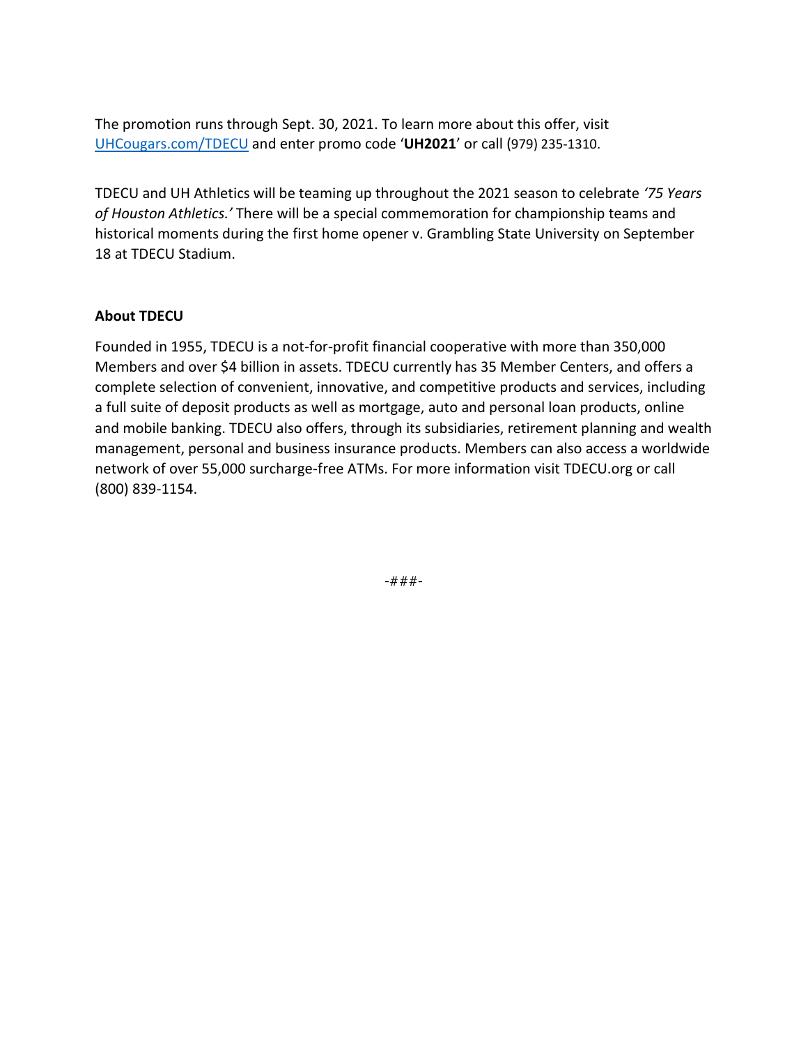The promotion runs through Sept. 30, 2021. To learn more about this offer, visit [UHCougars.com/TDECU](UHCougars.com/TDECU) and enter promo code '**UH2021**' or call (979) 235-1310.

TDECU and UH Athletics will be teaming up throughout the 2021 season to celebrate *'75 Years of Houston Athletics.'* There will be a special commemoration for championship teams and historical moments during the first home opener v. Grambling State University on September 18 at TDECU Stadium.

**About TDECU**

Founded in 1955, TDECU is a not-for-profit financial cooperative with more than 350,000 Members and over $4 billion in assets. TDECU currently has 35 Member Centers, and offers a complete selection of convenient, innovative, and competitive products and services, including a full suite of deposit products as well as mortgage, auto and personal loan products, online and mobile banking. TDECU also offers, through its subsidiaries, retirement planning and wealth management, personal and business insurance products. Members can also access a worldwide network of over 55,000 surcharge-free ATMs. For more information visit TDECU.org or call (800) 839-1154.

-###-